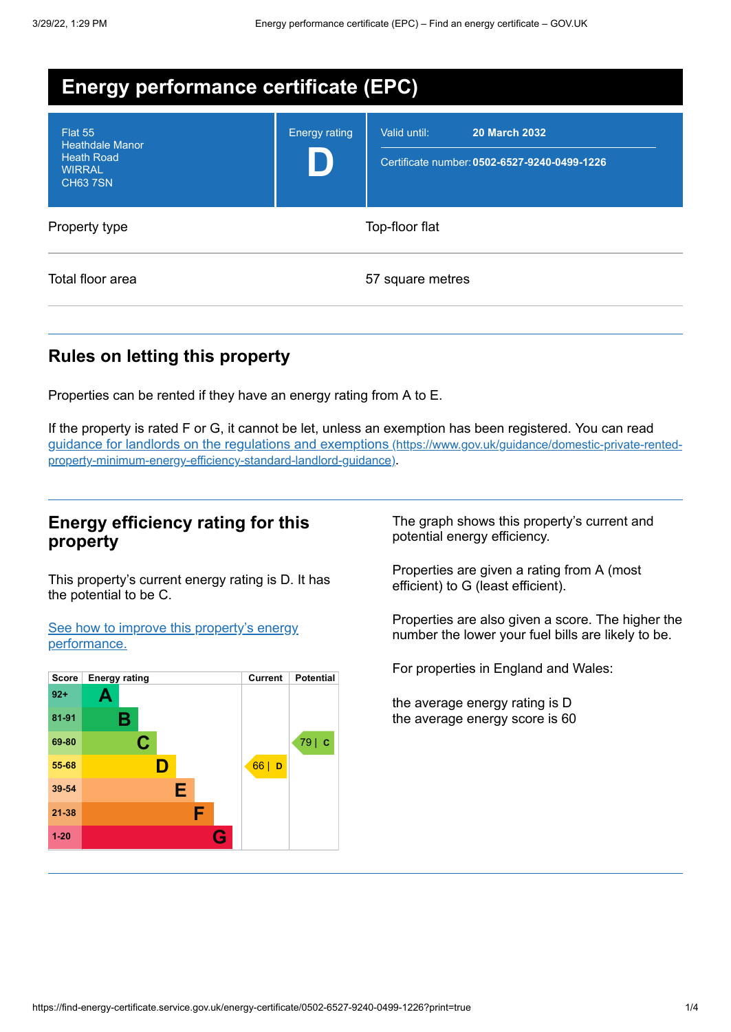# Energy performance certificate (EPC)

| | | |
|---|---|---|
| Flat 55<br>Heathdale Manor<br>Heath Road<br>WIRRAL<br>CH63 7SN | Energy rating<br>**D** | Valid until: **20 March 2032**<br><br>Certificate number: **0502-6527-9240-0499-1226** |

| | |
|---|---|
| Property type | Top-floor flat |
| Total floor area | 57 square metres |

## Rules on letting this property

Properties can be rented if they have an energy rating from A to E.

If the property is rated F or G, it cannot be let, unless an exemption has been registered. You can read [guidance for landlords on the regulations and exemptions (https://www.gov.uk/guidance/domestic-private-rented-property-minimum-energy-efficiency-standard-landlord-guidance)](https://www.gov.uk/guidance/domestic-private-rented-property-minimum-energy-efficiency-standard-landlord-guidance).

## Energy efficiency rating for this property

This property's current energy rating is D. It has the potential to be C.

[See how to improve this property's energy performance.]()

| Score | Energy rating | Current | Potential |
|---|---|---|---|
| 92+ | A | | |
| 81-91 | B | | |
| 69-80 | C | | 79 \| C |
| 55-68 | D | 66 \| D | |
| 39-54 | E | | |
| 21-38 | F | | |
| 1-20 | G | | |

The graph shows this property's current and potential energy efficiency.

Properties are given a rating from A (most efficient) to G (least efficient).

Properties are also given a score. The higher the number the lower your fuel bills are likely to be.

For properties in England and Wales:

the average energy rating is D
the average energy score is 60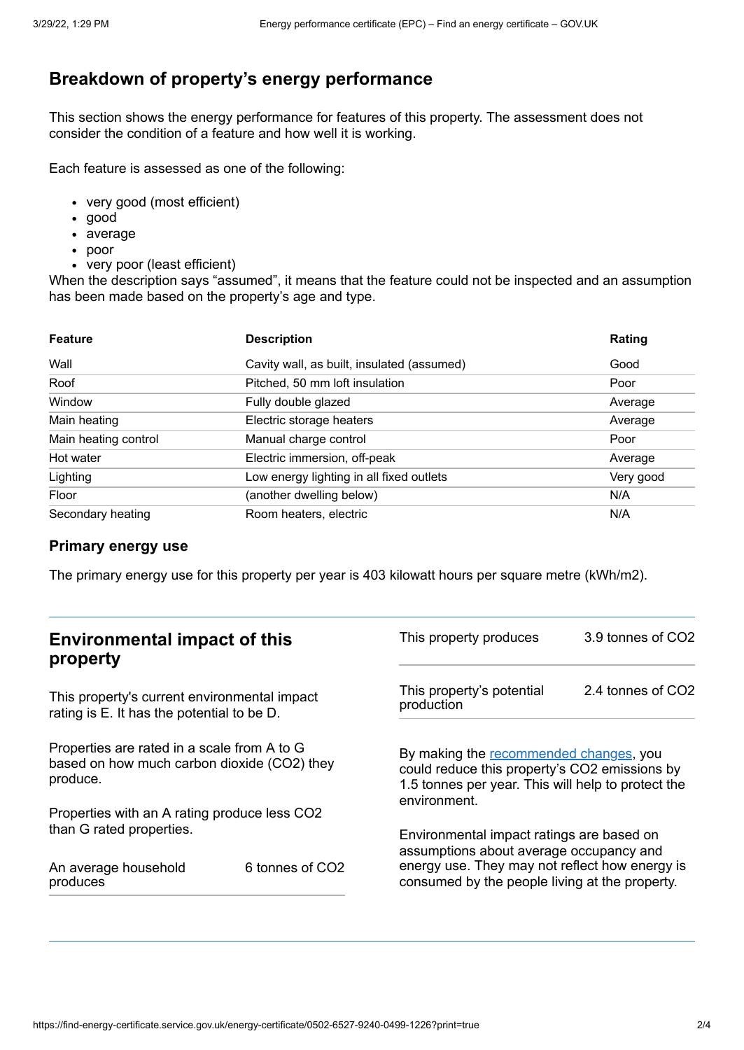## Breakdown of property's energy performance

This section shows the energy performance for features of this property. The assessment does not consider the condition of a feature and how well it is working.

Each feature is assessed as one of the following:

- very good (most efficient)
- good
- average
- poor
- very poor (least efficient)

When the description says "assumed", it means that the feature could not be inspected and an assumption has been made based on the property's age and type.

| Feature | Description | Rating |
| --- | --- | --- |
| Wall | Cavity wall, as built, insulated (assumed) | Good |
| Roof | Pitched, 50 mm loft insulation | Poor |
| Window | Fully double glazed | Average |
| Main heating | Electric storage heaters | Average |
| Main heating control | Manual charge control | Poor |
| Hot water | Electric immersion, off-peak | Average |
| Lighting | Low energy lighting in all fixed outlets | Very good |
| Floor | (another dwelling below) | N/A |
| Secondary heating | Room heaters, electric | N/A |

### Primary energy use

The primary energy use for this property per year is 403 kilowatt hours per square metre (kWh/m2).

## Environmental impact of this property

This property's current environmental impact rating is E. It has the potential to be D.

Properties are rated in a scale from A to G based on how much carbon dioxide ($CO_2$) they produce.

Properties with an A rating produce less $CO_2$ than G rated properties.

| | |
| --- | --- |
| An average household produces | 6 tonnes of $CO_2$ |
| This property produces | 3.9 tonnes of $CO_2$ |
| This property's potential production | 2.4 tonnes of $CO_2$ |

By making the recommended changes, you could reduce this property's $CO_2$ emissions by 1.5 tonnes per year. This will help to protect the environment.

Environmental impact ratings are based on assumptions about average occupancy and energy use. They may not reflect how energy is consumed by the people living at the property.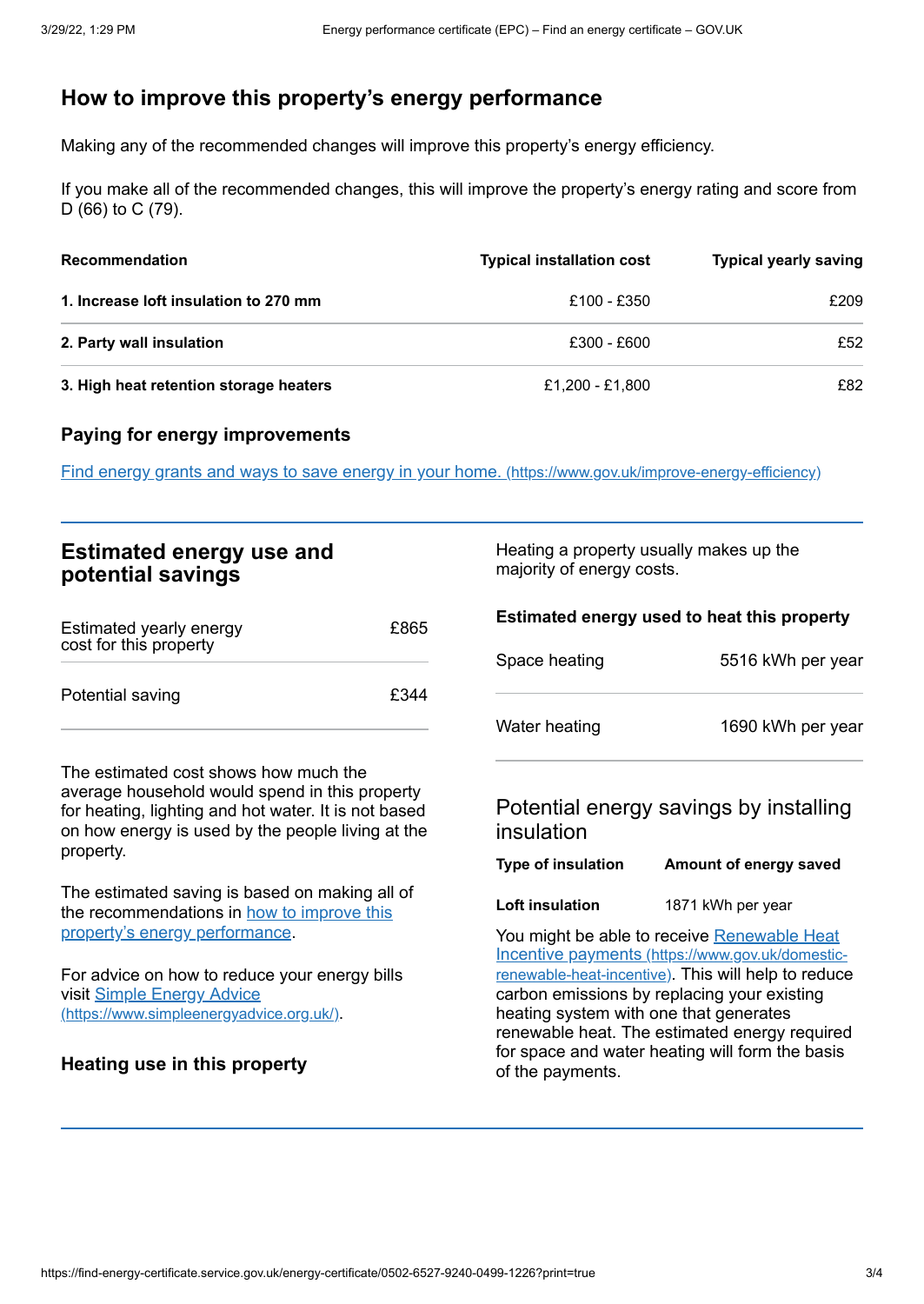## How to improve this property's energy performance

Making any of the recommended changes will improve this property's energy efficiency.

If you make all of the recommended changes, this will improve the property's energy rating and score from D (66) to C (79).

| Recommendation | Typical installation cost | Typical yearly saving |
|---|---|---|
| **1. Increase loft insulation to 270 mm** | £100 - £350 | £209 |
| **2. Party wall insulation** | £300 - £600 | £52 |
| **3. High heat retention storage heaters** | £1,200 - £1,800 | £82 |

### Paying for energy improvements

[Find energy grants and ways to save energy in your home.](https://www.gov.uk/improve-energy-efficiency) (https://www.gov.uk/improve-energy-efficiency)

## Estimated energy use and potential savings

| | |
|---|---|
| Estimated yearly energy cost for this property | £865 |
| Potential saving | £344 |

The estimated cost shows how much the average household would spend in this property for heating, lighting and hot water. It is not based on how energy is used by the people living at the property.

The estimated saving is based on making all of the recommendations in [how to improve this property's energy performance](#).

For advice on how to reduce your energy bills visit [Simple Energy Advice](https://www.simpleenergyadvice.org.uk/) (https://www.simpleenergyadvice.org.uk/).

### Heating use in this property

Heating a property usually makes up the majority of energy costs.

### Estimated energy used to heat this property

| | |
|---|---|
| Space heating | 5516 kWh per year |
| Water heating | 1690 kWh per year |

### Potential energy savings by installing insulation

| Type of insulation | Amount of energy saved |
|---|---|
| **Loft insulation** | 1871 kWh per year |

You might be able to receive [Renewable Heat Incentive payments](https://www.gov.uk/domestic-renewable-heat-incentive) (https://www.gov.uk/domestic-renewable-heat-incentive). This will help to reduce carbon emissions by replacing your existing heating system with one that generates renewable heat. The estimated energy required for space and water heating will form the basis of the payments.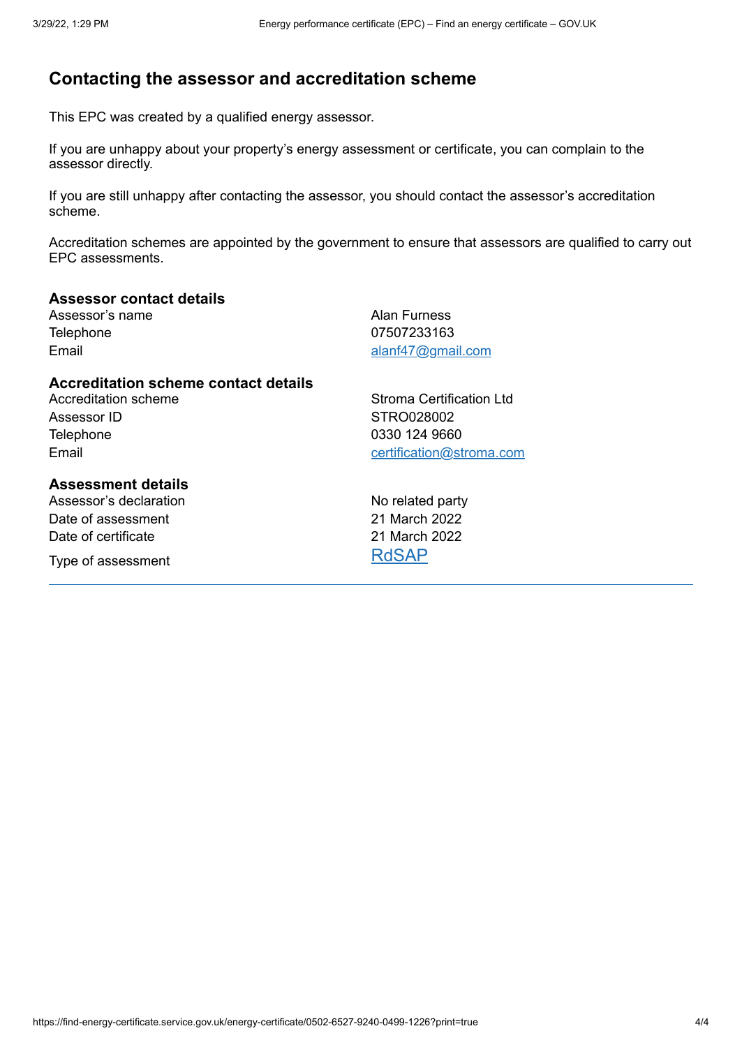## Contacting the assessor and accreditation scheme

This EPC was created by a qualified energy assessor.

If you are unhappy about your property's energy assessment or certificate, you can complain to the assessor directly.

If you are still unhappy after contacting the assessor, you should contact the assessor's accreditation scheme.

Accreditation schemes are appointed by the government to ensure that assessors are qualified to carry out EPC assessments.

### Assessor contact details

| | |
|---|---|
| Assessor's name | Alan Furness |
| Telephone | 07507233163 |
| Email | alanf47@gmail.com |

### Accreditation scheme contact details

| | |
|---|---|
| Accreditation scheme | Stroma Certification Ltd |
| Assessor ID | STRO028002 |
| Telephone | 0330 124 9660 |
| Email | certification@stroma.com |

### Assessment details

| | |
|---|---|
| Assessor's declaration | No related party |
| Date of assessment | 21 March 2022 |
| Date of certificate | 21 March 2022 |
| Type of assessment | RdSAP |